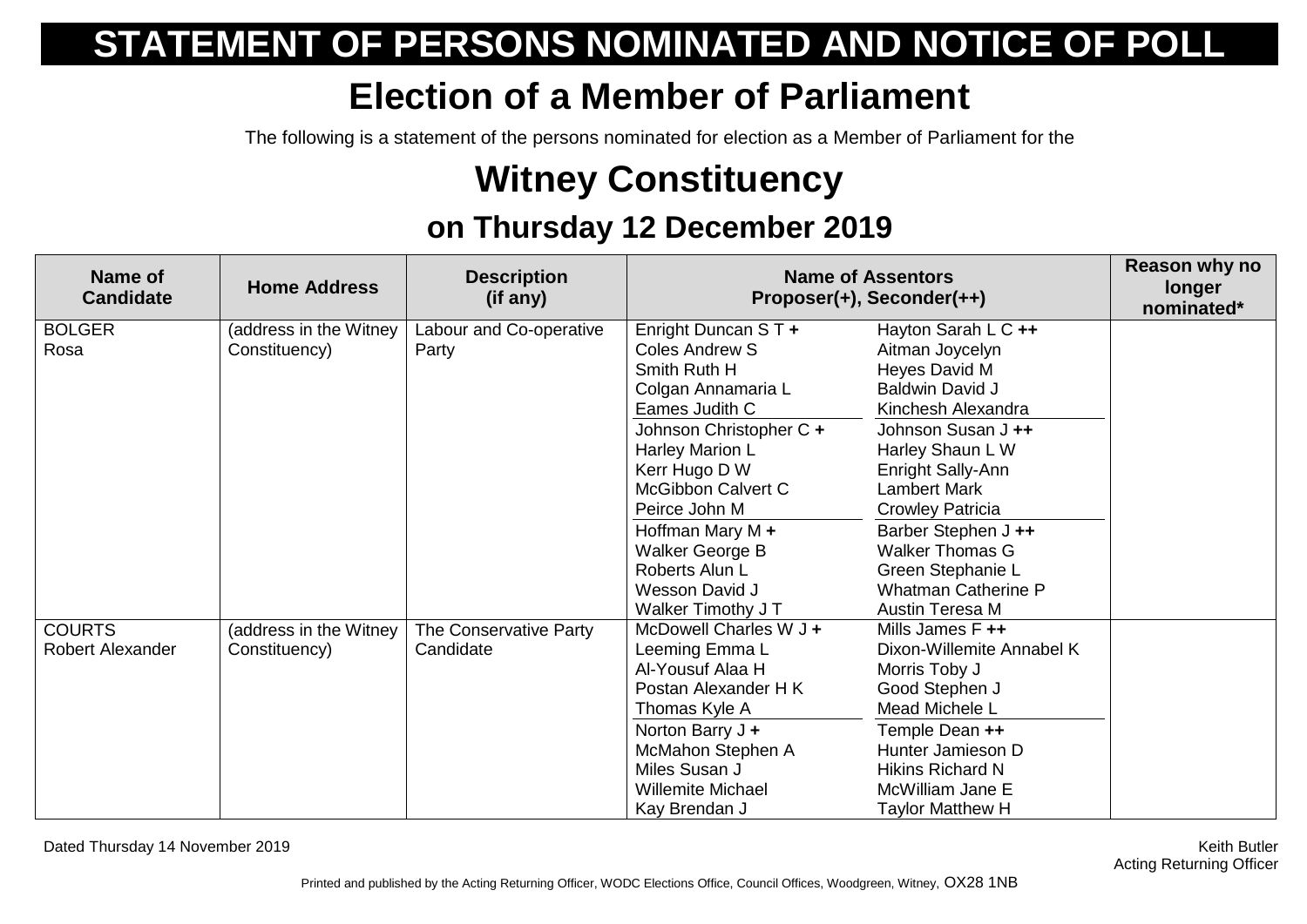# STATEMENT OF PERSONS NOMINATED AND NOTICE OF POLL

## Election of a Member of Parliament

The following is a statement of the persons nominated for election as a Member of Parliament for the

## Witney Constituency

### on Thursday 12 December 2019

| Name of Candidate | Home Address | Description (if any) | Name of Assentors Proposer(+), Seconder(++) | | Reason why no longer nominated* |
|---|---|---|---|---|---|
| BOLGER Rosa | (address in the Witney Constituency) | Labour and Co-operative Party | Enright Duncan S T + | Hayton Sarah L C ++ | |
| | | | Coles Andrew S | Aitman Joycelyn | |
| | | | Smith Ruth H | Heyes David M | |
| | | | Colgan Annamaria L | Baldwin David J | |
| | | | Eames Judith C | Kinchesh Alexandra | |
| | | | Johnson Christopher C + | Johnson Susan J ++ | |
| | | | Harley Marion L | Harley Shaun L W | |
| | | | Kerr Hugo D W | Enright Sally-Ann | |
| | | | McGibbon Calvert C | Lambert Mark | |
| | | | Peirce John M | Crowley Patricia | |
| | | | Hoffman Mary M + | Barber Stephen J ++ | |
| | | | Walker George B | Walker Thomas G | |
| | | | Roberts Alun L | Green Stephanie L | |
| | | | Wesson David J | Whatman Catherine P | |
| | | | Walker Timothy J T | Austin Teresa M | |
| COURTS Robert Alexander | (address in the Witney Constituency) | The Conservative Party Candidate | McDowell Charles W J + | Mills James F ++ | |
| | | | Leeming Emma L | Dixon-Willemite Annabel K | |
| | | | Al-Yousuf Alaa H | Morris Toby J | |
| | | | Postan Alexander H K | Good Stephen J | |
| | | | Thomas Kyle A | Mead Michele L | |
| | | | Norton Barry J + | Temple Dean ++ | |
| | | | McMahon Stephen A | Hunter Jamieson D | |
| | | | Miles Susan J | Hikins Richard N | |
| | | | Willemite Michael | McWilliam Jane E | |
| | | | Kay Brendan J | Taylor Matthew H | |

Dated Thursday 14 November 2019

Keith Butler
Acting Returning Officer

Printed and published by the Acting Returning Officer, WODC Elections Office, Council Offices, Woodgreen, Witney, OX28 1NB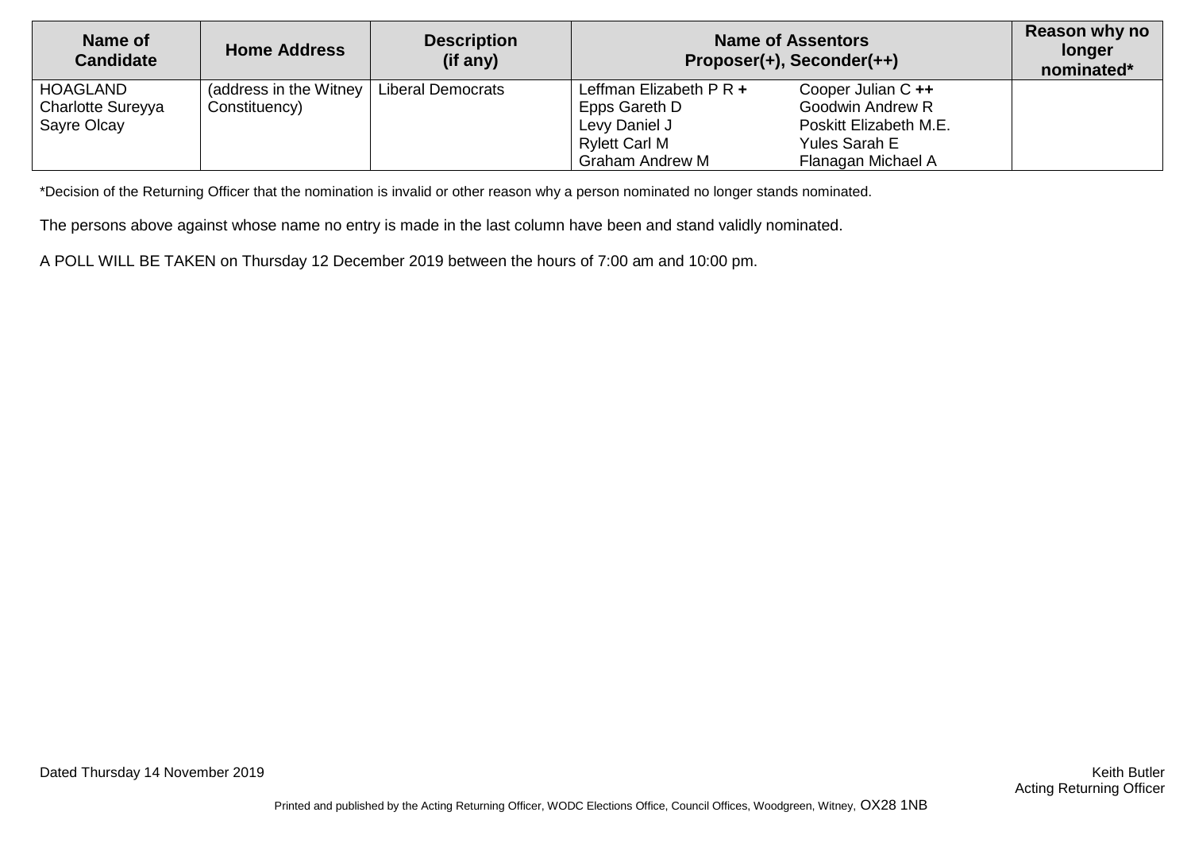| Name of Candidate | Home Address | Description (if any) | Name of Assentors Proposer(+), Seconder(++) | | Reason why no longer nominated* |
|---|---|---|---|---|---|
| HOAGLAND Charlotte Sureyya Sayre Olcay | (address in the Witney Constituency) | Liberal Democrats | Leffman Elizabeth P R **+**<br>Epps Gareth D<br>Levy Daniel J<br>Rylett Carl M<br>Graham Andrew M | Cooper Julian C **++**<br>Goodwin Andrew R<br>Poskitt Elizabeth M.E.<br>Yules Sarah E<br>Flanagan Michael A | |

*Decision of the Returning Officer that the nomination is invalid or other reason why a person nominated no longer stands nominated.

The persons above against whose name no entry is made in the last column have been and stand validly nominated.

A POLL WILL BE TAKEN on Thursday 12 December 2019 between the hours of 7:00 am and 10:00 pm.

Dated Thursday 14 November 2019

Keith Butler
Acting Returning Officer

Printed and published by the Acting Returning Officer, WODC Elections Office, Council Offices, Woodgreen, Witney, OX28 1NB